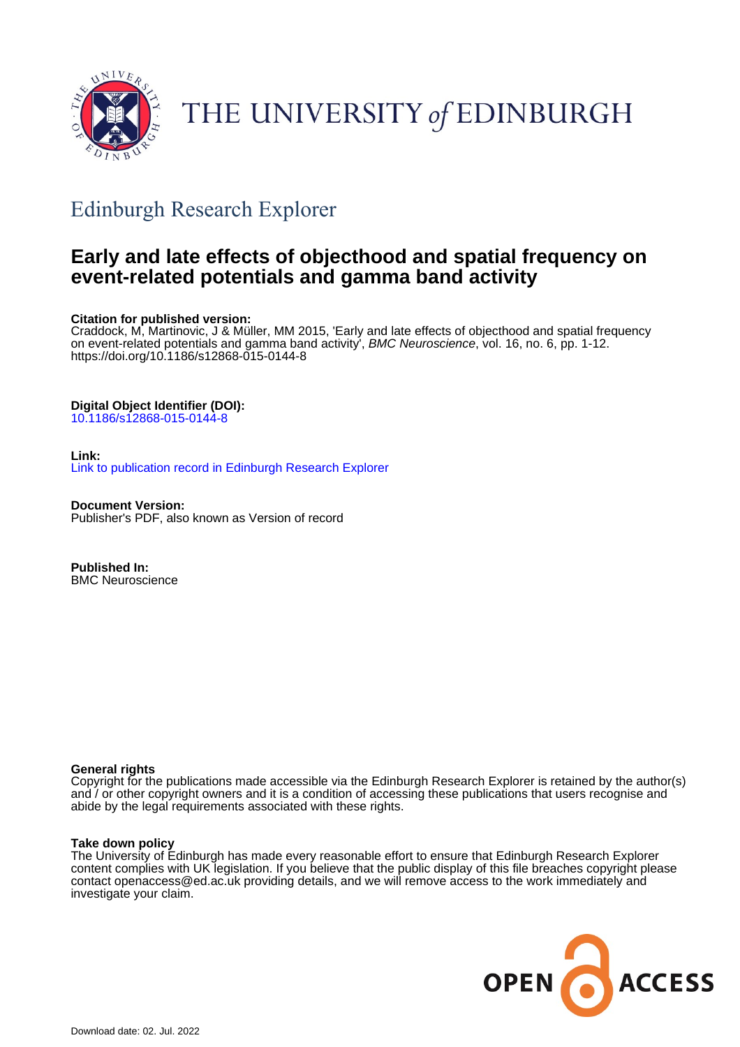THE UNIVERSITY *of* EDINBURGH

## Edinburgh Research Explorer

# Early and late effects of objecthood and spatial frequency on event-related potentials and gamma band activity

**Citation for published version:**
Craddock, M, Martinovic, J & Müller, MM 2015, 'Early and late effects of objecthood and spatial frequency on event-related potentials and gamma band activity', *BMC Neuroscience*, vol. 16, no. 6, pp. 1-12. https://doi.org/10.1186/s12868-015-0144-8

**Digital Object Identifier (DOI):**
10.1186/s12868-015-0144-8

**Link:**
Link to publication record in Edinburgh Research Explorer

**Document Version:**
Publisher's PDF, also known as Version of record

**Published In:**
BMC Neuroscience

**General rights**
Copyright for the publications made accessible via the Edinburgh Research Explorer is retained by the author(s) and / or other copyright owners and it is a condition of accessing these publications that users recognise and abide by the legal requirements associated with these rights.

**Take down policy**
The University of Edinburgh has made every reasonable effort to ensure that Edinburgh Research Explorer content complies with UK legislation. If you believe that the public display of this file breaches copyright please contact openaccess@ed.ac.uk providing details, and we will remove access to the work immediately and investigate your claim.

OPEN ACCESS

Download date: 02. Jul. 2022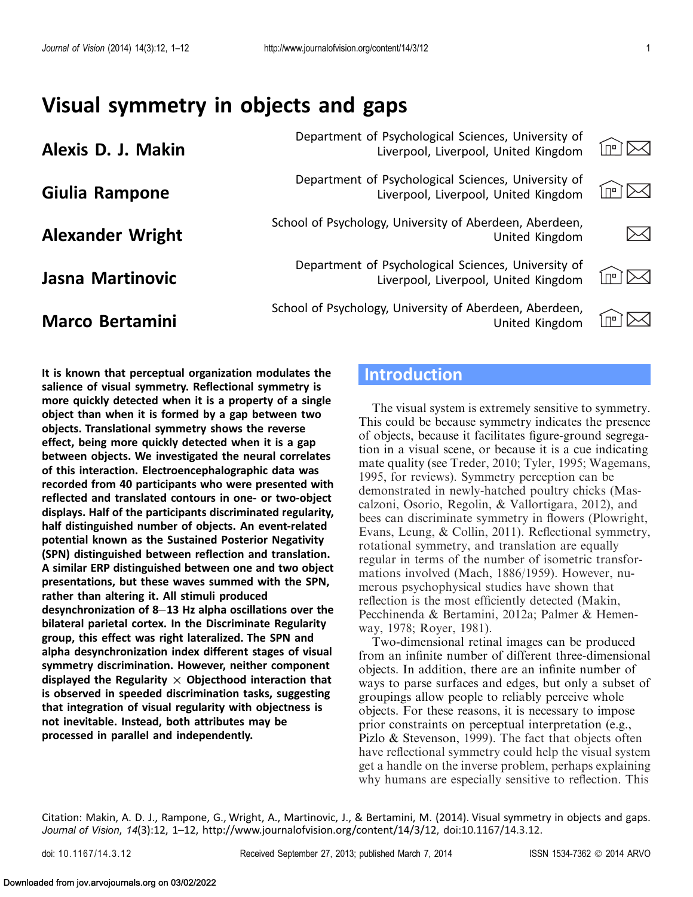# Visual symmetry in objects and gaps

**Alexis D. J. Makin** — Department of Psychological Sciences, University of Liverpool, Liverpool, United Kingdom

**Giulia Rampone** — Department of Psychological Sciences, University of Liverpool, Liverpool, United Kingdom

**Alexander Wright** — School of Psychology, University of Aberdeen, Aberdeen, United Kingdom

**Jasna Martinovic** — Department of Psychological Sciences, University of Liverpool, Liverpool, United Kingdom

**Marco Bertamini** — School of Psychology, University of Aberdeen, Aberdeen, United Kingdom

**It is known that perceptual organization modulates the salience of visual symmetry. Reflectional symmetry is more quickly detected when it is a property of a single object than when it is formed by a gap between two objects. Translational symmetry shows the reverse effect, being more quickly detected when it is a gap between objects. We investigated the neural correlates of this interaction. Electroencephalographic data was recorded from 40 participants who were presented with reflected and translated contours in one- or two-object displays. Half of the participants discriminated regularity, half distinguished number of objects. An event-related potential known as the Sustained Posterior Negativity (SPN) distinguished between reflection and translation. A similar ERP distinguished between one and two object presentations, but these waves summed with the SPN, rather than altering it. All stimuli produced desynchronization of 8–13 Hz alpha oscillations over the bilateral parietal cortex. In the Discriminate Regularity group, this effect was right lateralized. The SPN and alpha desynchronization index different stages of visual symmetry discrimination. However, neither component displayed the Regularity × Objecthood interaction that is observed in speeded discrimination tasks, suggesting that integration of visual regularity with objectness is not inevitable. Instead, both attributes may be processed in parallel and independently.**

## Introduction

The visual system is extremely sensitive to symmetry. This could be because symmetry indicates the presence of objects, because it facilitates figure-ground segregation in a visual scene, or because it is a cue indicating mate quality (see Treder, 2010; Tyler, 1995; Wagemans, 1995, for reviews). Symmetry perception can be demonstrated in newly-hatched poultry chicks (Mascalzoni, Osorio, Regolin, & Vallortigara, 2012), and bees can discriminate symmetry in flowers (Plowright, Evans, Leung, & Collin, 2011). Reflectional symmetry, rotational symmetry, and translation are equally regular in terms of the number of isometric transformations involved (Mach, 1886/1959). However, numerous psychophysical studies have shown that reflection is the most efficiently detected (Makin, Pecchinenda & Bertamini, 2012a; Palmer & Hemenway, 1978; Royer, 1981).

Two-dimensional retinal images can be produced from an infinite number of different three-dimensional objects. In addition, there are an infinite number of ways to parse surfaces and edges, but only a subset of groupings allow people to reliably perceive whole objects. For these reasons, it is necessary to impose prior constraints on perceptual interpretation (e.g., Pizlo & Stevenson, 1999). The fact that objects often have reflectional symmetry could help the visual system get a handle on the inverse problem, perhaps explaining why humans are especially sensitive to reflection. This

Citation: Makin, A. D. J., Rampone, G., Wright, A., Martinovic, J., & Bertamini, M. (2014). Visual symmetry in objects and gaps. *Journal of Vision*, *14*(3):12, 1–12, http://www.journalofvision.org/content/14/3/12, doi:10.1167/14.3.12.

doi: 10.1167/14.3.12 Received September 27, 2013; published March 7, 2014 ISSN 1534-7362 © 2014 ARVO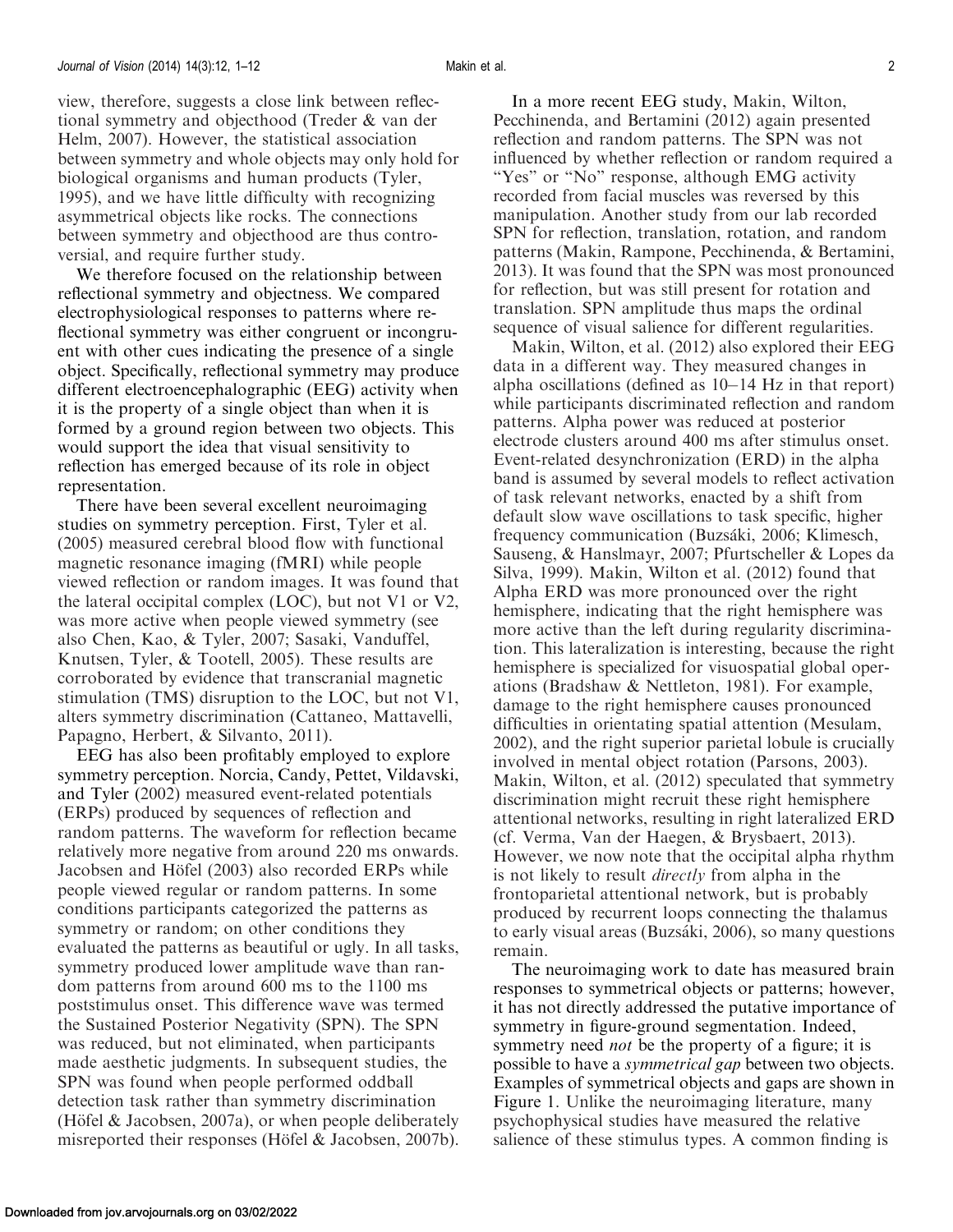view, therefore, suggests a close link between reflectional symmetry and objecthood (Treder & van der Helm, 2007). However, the statistical association between symmetry and whole objects may only hold for biological organisms and human products (Tyler, 1995), and we have little difficulty with recognizing asymmetrical objects like rocks. The connections between symmetry and objecthood are thus controversial, and require further study.

We therefore focused on the relationship between reflectional symmetry and objectness. We compared electrophysiological responses to patterns where reflectional symmetry was either congruent or incongruent with other cues indicating the presence of a single object. Specifically, reflectional symmetry may produce different electroencephalographic (EEG) activity when it is the property of a single object than when it is formed by a ground region between two objects. This would support the idea that visual sensitivity to reflection has emerged because of its role in object representation.

There have been several excellent neuroimaging studies on symmetry perception. First, Tyler et al. (2005) measured cerebral blood flow with functional magnetic resonance imaging (fMRI) while people viewed reflection or random images. It was found that the lateral occipital complex (LOC), but not V1 or V2, was more active when people viewed symmetry (see also Chen, Kao, & Tyler, 2007; Sasaki, Vanduffel, Knutsen, Tyler, & Tootell, 2005). These results are corroborated by evidence that transcranial magnetic stimulation (TMS) disruption to the LOC, but not V1, alters symmetry discrimination (Cattaneo, Mattavelli, Papagno, Herbert, & Silvanto, 2011).

EEG has also been profitably employed to explore symmetry perception. Norcia, Candy, Pettet, Vildavski, and Tyler (2002) measured event-related potentials (ERPs) produced by sequences of reflection and random patterns. The waveform for reflection became relatively more negative from around 220 ms onwards. Jacobsen and Höfel (2003) also recorded ERPs while people viewed regular or random patterns. In some conditions participants categorized the patterns as symmetry or random; on other conditions they evaluated the patterns as beautiful or ugly. In all tasks, symmetry produced lower amplitude wave than random patterns from around 600 ms to the 1100 ms poststimulus onset. This difference wave was termed the Sustained Posterior Negativity (SPN). The SPN was reduced, but not eliminated, when participants made aesthetic judgments. In subsequent studies, the SPN was found when people performed oddball detection task rather than symmetry discrimination (Höfel & Jacobsen, 2007a), or when people deliberately misreported their responses (Höfel & Jacobsen, 2007b).

In a more recent EEG study, Makin, Wilton, Pecchinenda, and Bertamini (2012) again presented reflection and random patterns. The SPN was not influenced by whether reflection or random required a "Yes" or "No" response, although EMG activity recorded from facial muscles was reversed by this manipulation. Another study from our lab recorded SPN for reflection, translation, rotation, and random patterns (Makin, Rampone, Pecchinenda, & Bertamini, 2013). It was found that the SPN was most pronounced for reflection, but was still present for rotation and translation. SPN amplitude thus maps the ordinal sequence of visual salience for different regularities.

Makin, Wilton, et al. (2012) also explored their EEG data in a different way. They measured changes in alpha oscillations (defined as 10–14 Hz in that report) while participants discriminated reflection and random patterns. Alpha power was reduced at posterior electrode clusters around 400 ms after stimulus onset. Event-related desynchronization (ERD) in the alpha band is assumed by several models to reflect activation of task relevant networks, enacted by a shift from default slow wave oscillations to task specific, higher frequency communication (Buzsáki, 2006; Klimesch, Sauseng, & Hanslmayr, 2007; Pfurtscheller & Lopes da Silva, 1999). Makin, Wilton et al. (2012) found that Alpha ERD was more pronounced over the right hemisphere, indicating that the right hemisphere was more active than the left during regularity discrimination. This lateralization is interesting, because the right hemisphere is specialized for visuospatial global operations (Bradshaw & Nettleton, 1981). For example, damage to the right hemisphere causes pronounced difficulties in orientating spatial attention (Mesulam, 2002), and the right superior parietal lobule is crucially involved in mental object rotation (Parsons, 2003). Makin, Wilton, et al. (2012) speculated that symmetry discrimination might recruit these right hemisphere attentional networks, resulting in right lateralized ERD (cf. Verma, Van der Haegen, & Brysbaert, 2013). However, we now note that the occipital alpha rhythm is not likely to result *directly* from alpha in the frontoparietal attentional network, but is probably produced by recurrent loops connecting the thalamus to early visual areas (Buzsáki, 2006), so many questions remain.

The neuroimaging work to date has measured brain responses to symmetrical objects or patterns; however, it has not directly addressed the putative importance of symmetry in figure-ground segmentation. Indeed, symmetry need *not* be the property of a figure; it is possible to have a *symmetrical gap* between two objects. Examples of symmetrical objects and gaps are shown in Figure 1. Unlike the neuroimaging literature, many psychophysical studies have measured the relative salience of these stimulus types. A common finding is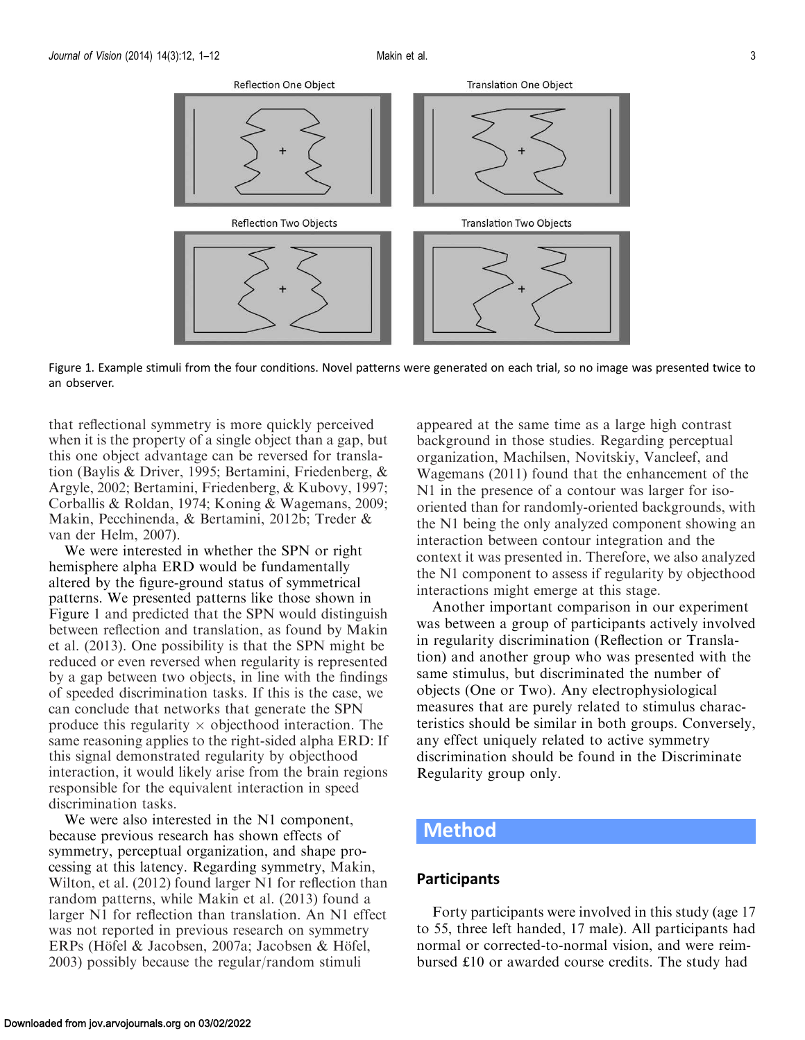Reflection One Object

Translation One Object

Reflection Two Objects

Translation Two Objects

Figure 1. Example stimuli from the four conditions. Novel patterns were generated on each trial, so no image was presented twice to an observer.

that reflectional symmetry is more quickly perceived when it is the property of a single object than a gap, but this one object advantage can be reversed for translation (Baylis & Driver, 1995; Bertamini, Friedenberg, & Argyle, 2002; Bertamini, Friedenberg, & Kubovy, 1997; Corballis & Roldan, 1974; Koning & Wagemans, 2009; Makin, Pecchinenda, & Bertamini, 2012b; Treder & van der Helm, 2007).

We were interested in whether the SPN or right hemisphere alpha ERD would be fundamentally altered by the figure-ground status of symmetrical patterns. We presented patterns like those shown in Figure 1 and predicted that the SPN would distinguish between reflection and translation, as found by Makin et al. (2013). One possibility is that the SPN might be reduced or even reversed when regularity is represented by a gap between two objects, in line with the findings of speeded discrimination tasks. If this is the case, we can conclude that networks that generate the SPN produce this regularity × objecthood interaction. The same reasoning applies to the right-sided alpha ERD: If this signal demonstrated regularity by objecthood interaction, it would likely arise from the brain regions responsible for the equivalent interaction in speed discrimination tasks.

We were also interested in the N1 component, because previous research has shown effects of symmetry, perceptual organization, and shape processing at this latency. Regarding symmetry, Makin, Wilton, et al. (2012) found larger N1 for reflection than random patterns, while Makin et al. (2013) found a larger N1 for reflection than translation. An N1 effect was not reported in previous research on symmetry ERPs (Höfel & Jacobsen, 2007a; Jacobsen & Höfel, 2003) possibly because the regular/random stimuli appeared at the same time as a large high contrast background in those studies. Regarding perceptual organization, Machilsen, Novitskiy, Vancleef, and Wagemans (2011) found that the enhancement of the N1 in the presence of a contour was larger for iso-oriented than for randomly-oriented backgrounds, with the N1 being the only analyzed component showing an interaction between contour integration and the context it was presented in. Therefore, we also analyzed the N1 component to assess if regularity by objecthood interactions might emerge at this stage.

Another important comparison in our experiment was between a group of participants actively involved in regularity discrimination (Reflection or Translation) and another group who was presented with the same stimulus, but discriminated the number of objects (One or Two). Any electrophysiological measures that are purely related to stimulus characteristics should be similar in both groups. Conversely, any effect uniquely related to active symmetry discrimination should be found in the Discriminate Regularity group only.

# Method

## Participants

Forty participants were involved in this study (age 17 to 55, three left handed, 17 male). All participants had normal or corrected-to-normal vision, and were reimbursed £10 or awarded course credits. The study had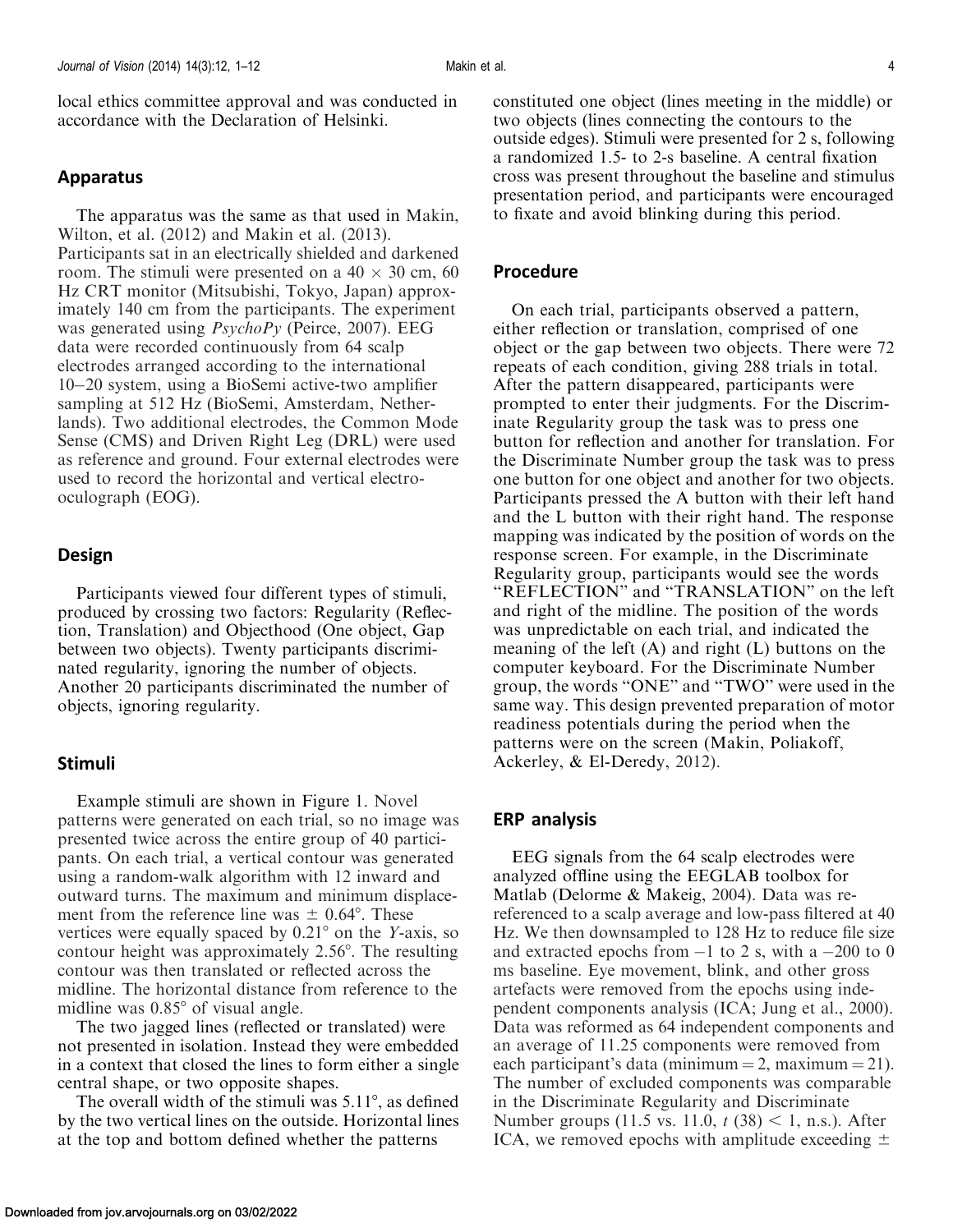local ethics committee approval and was conducted in accordance with the Declaration of Helsinki.

## Apparatus

The apparatus was the same as that used in Makin, Wilton, et al. (2012) and Makin et al. (2013). Participants sat in an electrically shielded and darkened room. The stimuli were presented on a 40 × 30 cm, 60 Hz CRT monitor (Mitsubishi, Tokyo, Japan) approximately 140 cm from the participants. The experiment was generated using *PsychoPy* (Peirce, 2007). EEG data were recorded continuously from 64 scalp electrodes arranged according to the international 10–20 system, using a BioSemi active-two amplifier sampling at 512 Hz (BioSemi, Amsterdam, Netherlands). Two additional electrodes, the Common Mode Sense (CMS) and Driven Right Leg (DRL) were used as reference and ground. Four external electrodes were used to record the horizontal and vertical electrooculograph (EOG).

## Design

Participants viewed four different types of stimuli, produced by crossing two factors: Regularity (Reflection, Translation) and Objecthood (One object, Gap between two objects). Twenty participants discriminated regularity, ignoring the number of objects. Another 20 participants discriminated the number of objects, ignoring regularity.

## Stimuli

Example stimuli are shown in Figure 1. Novel patterns were generated on each trial, so no image was presented twice across the entire group of 40 participants. On each trial, a vertical contour was generated using a random-walk algorithm with 12 inward and outward turns. The maximum and minimum displacement from the reference line was ± 0.64°. These vertices were equally spaced by 0.21° on the *Y*-axis, so contour height was approximately 2.56°. The resulting contour was then translated or reflected across the midline. The horizontal distance from reference to the midline was 0.85° of visual angle.

The two jagged lines (reflected or translated) were not presented in isolation. Instead they were embedded in a context that closed the lines to form either a single central shape, or two opposite shapes.

The overall width of the stimuli was 5.11°, as defined by the two vertical lines on the outside. Horizontal lines at the top and bottom defined whether the patterns constituted one object (lines meeting in the middle) or two objects (lines connecting the contours to the outside edges). Stimuli were presented for 2 s, following a randomized 1.5- to 2-s baseline. A central fixation cross was present throughout the baseline and stimulus presentation period, and participants were encouraged to fixate and avoid blinking during this period.

## Procedure

On each trial, participants observed a pattern, either reflection or translation, comprised of one object or the gap between two objects. There were 72 repeats of each condition, giving 288 trials in total. After the pattern disappeared, participants were prompted to enter their judgments. For the Discriminate Regularity group the task was to press one button for reflection and another for translation. For the Discriminate Number group the task was to press one button for one object and another for two objects. Participants pressed the A button with their left hand and the L button with their right hand. The response mapping was indicated by the position of words on the response screen. For example, in the Discriminate Regularity group, participants would see the words "REFLECTION" and "TRANSLATION" on the left and right of the midline. The position of the words was unpredictable on each trial, and indicated the meaning of the left (A) and right (L) buttons on the computer keyboard. For the Discriminate Number group, the words "ONE" and "TWO" were used in the same way. This design prevented preparation of motor readiness potentials during the period when the patterns were on the screen (Makin, Poliakoff, Ackerley, & El-Deredy, 2012).

## ERP analysis

EEG signals from the 64 scalp electrodes were analyzed offline using the EEGLAB toolbox for Matlab (Delorme & Makeig, 2004). Data was re-referenced to a scalp average and low-pass filtered at 40 Hz. We then downsampled to 128 Hz to reduce file size and extracted epochs from −1 to 2 s, with a −200 to 0 ms baseline. Eye movement, blink, and other gross artefacts were removed from the epochs using independent components analysis (ICA; Jung et al., 2000). Data was reformed as 64 independent components and an average of 11.25 components were removed from each participant's data (minimum = 2, maximum = 21). The number of excluded components was comparable in the Discriminate Regularity and Discriminate Number groups (11.5 vs. 11.0, $t\ (38) < 1$, n.s.). After ICA, we removed epochs with amplitude exceeding ±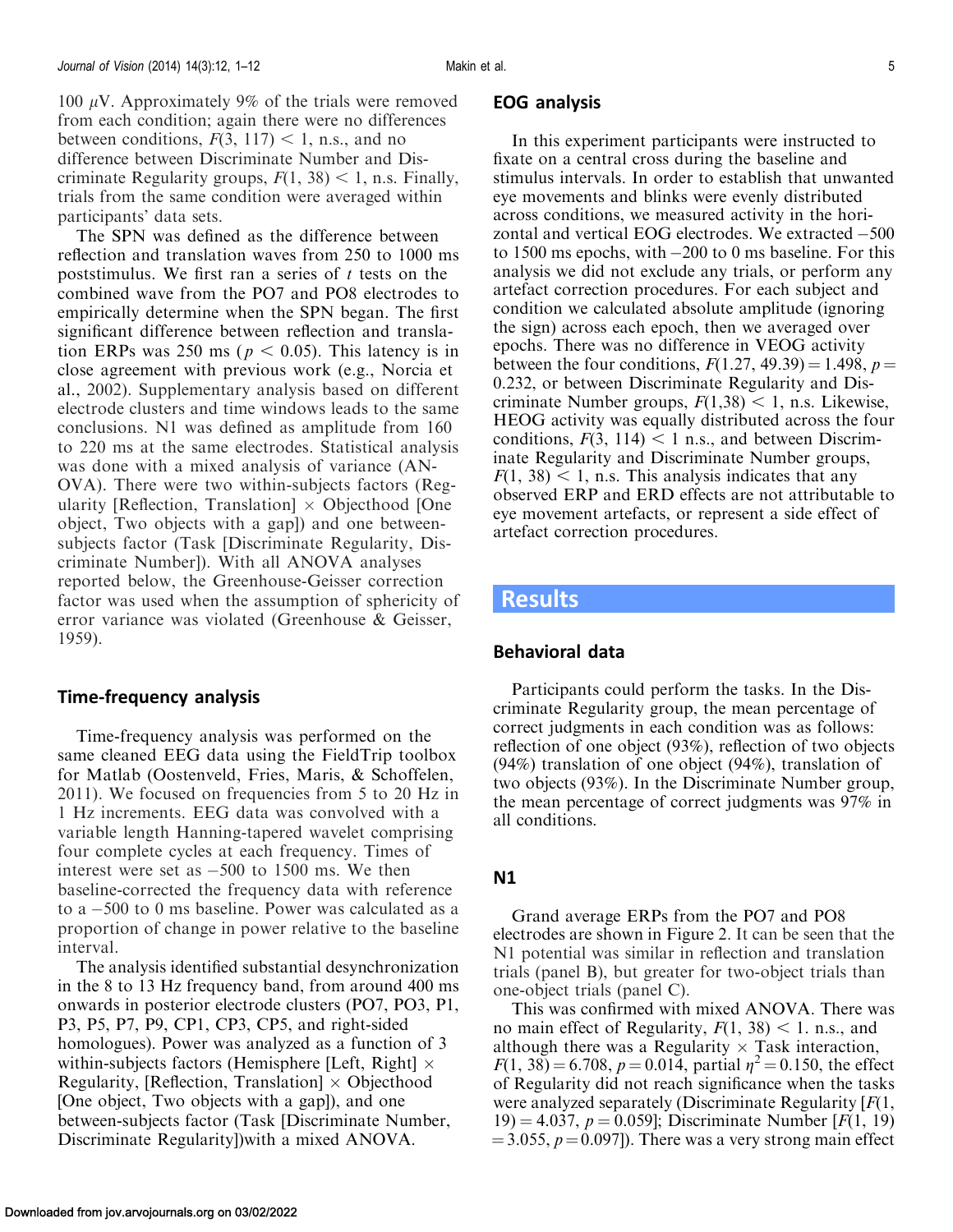100 $\mu$V. Approximately 9% of the trials were removed from each condition; again there were no differences between conditions, $F(3, 117) < 1$, n.s., and no difference between Discriminate Number and Discriminate Regularity groups, $F(1, 38) < 1$, n.s. Finally, trials from the same condition were averaged within participants' data sets.

The SPN was defined as the difference between reflection and translation waves from 250 to 1000 ms poststimulus. We first ran a series of $t$ tests on the combined wave from the PO7 and PO8 electrodes to empirically determine when the SPN began. The first significant difference between reflection and translation ERPs was 250 ms ($p < 0.05$). This latency is in close agreement with previous work (e.g., Norcia et al., 2002). Supplementary analysis based on different electrode clusters and time windows leads to the same conclusions. N1 was defined as amplitude from 160 to 220 ms at the same electrodes. Statistical analysis was done with a mixed analysis of variance (ANOVA). There were two within-subjects factors (Regularity [Reflection, Translation] × Objecthood [One object, Two objects with a gap]) and one between-subjects factor (Task [Discriminate Regularity, Discriminate Number]). With all ANOVA analyses reported below, the Greenhouse-Geisser correction factor was used when the assumption of sphericity of error variance was violated (Greenhouse & Geisser, 1959).

### Time-frequency analysis

Time-frequency analysis was performed on the same cleaned EEG data using the FieldTrip toolbox for Matlab (Oostenveld, Fries, Maris, & Schoffelen, 2011). We focused on frequencies from 5 to 20 Hz in 1 Hz increments. EEG data was convolved with a variable length Hanning-tapered wavelet comprising four complete cycles at each frequency. Times of interest were set as −500 to 1500 ms. We then baseline-corrected the frequency data with reference to a −500 to 0 ms baseline. Power was calculated as a proportion of change in power relative to the baseline interval.

The analysis identified substantial desynchronization in the 8 to 13 Hz frequency band, from around 400 ms onwards in posterior electrode clusters (PO7, PO3, P1, P3, P5, P7, P9, CP1, CP3, CP5, and right-sided homologues). Power was analyzed as a function of 3 within-subjects factors (Hemisphere [Left, Right] × Regularity, [Reflection, Translation] × Objecthood [One object, Two objects with a gap]), and one between-subjects factor (Task [Discriminate Number, Discriminate Regularity])with a mixed ANOVA.

### EOG analysis

In this experiment participants were instructed to fixate on a central cross during the baseline and stimulus intervals. In order to establish that unwanted eye movements and blinks were evenly distributed across conditions, we measured activity in the horizontal and vertical EOG electrodes. We extracted −500 to 1500 ms epochs, with −200 to 0 ms baseline. For this analysis we did not exclude any trials, or perform any artefact correction procedures. For each subject and condition we calculated absolute amplitude (ignoring the sign) across each epoch, then we averaged over epochs. There was no difference in VEOG activity between the four conditions, $F(1.27, 49.39) = 1.498$, $p = 0.232$, or between Discriminate Regularity and Discriminate Number groups, $F(1,38) < 1$, n.s. Likewise, HEOG activity was equally distributed across the four conditions, $F(3, 114) < 1$ n.s., and between Discriminate Regularity and Discriminate Number groups, $F(1, 38) < 1$, n.s. This analysis indicates that any observed ERP and ERD effects are not attributable to eye movement artefacts, or represent a side effect of artefact correction procedures.

## Results

### Behavioral data

Participants could perform the tasks. In the Discriminate Regularity group, the mean percentage of correct judgments in each condition was as follows: reflection of one object (93%), reflection of two objects (94%) translation of one object (94%), translation of two objects (93%). In the Discriminate Number group, the mean percentage of correct judgments was 97% in all conditions.

### N1

Grand average ERPs from the PO7 and PO8 electrodes are shown in Figure 2. It can be seen that the N1 potential was similar in reflection and translation trials (panel B), but greater for two-object trials than one-object trials (panel C).

This was confirmed with mixed ANOVA. There was no main effect of Regularity, $F(1, 38) < 1$. n.s., and although there was a Regularity × Task interaction, $F(1, 38) = 6.708$, $p = 0.014$, partial $\eta^2 = 0.150$, the effect of Regularity did not reach significance when the tasks were analyzed separately (Discriminate Regularity [$F(1, 19) = 4.037$, $p = 0.059$]; Discriminate Number [$F(1, 19) = 3.055$, $p = 0.097$]). There was a very strong main effect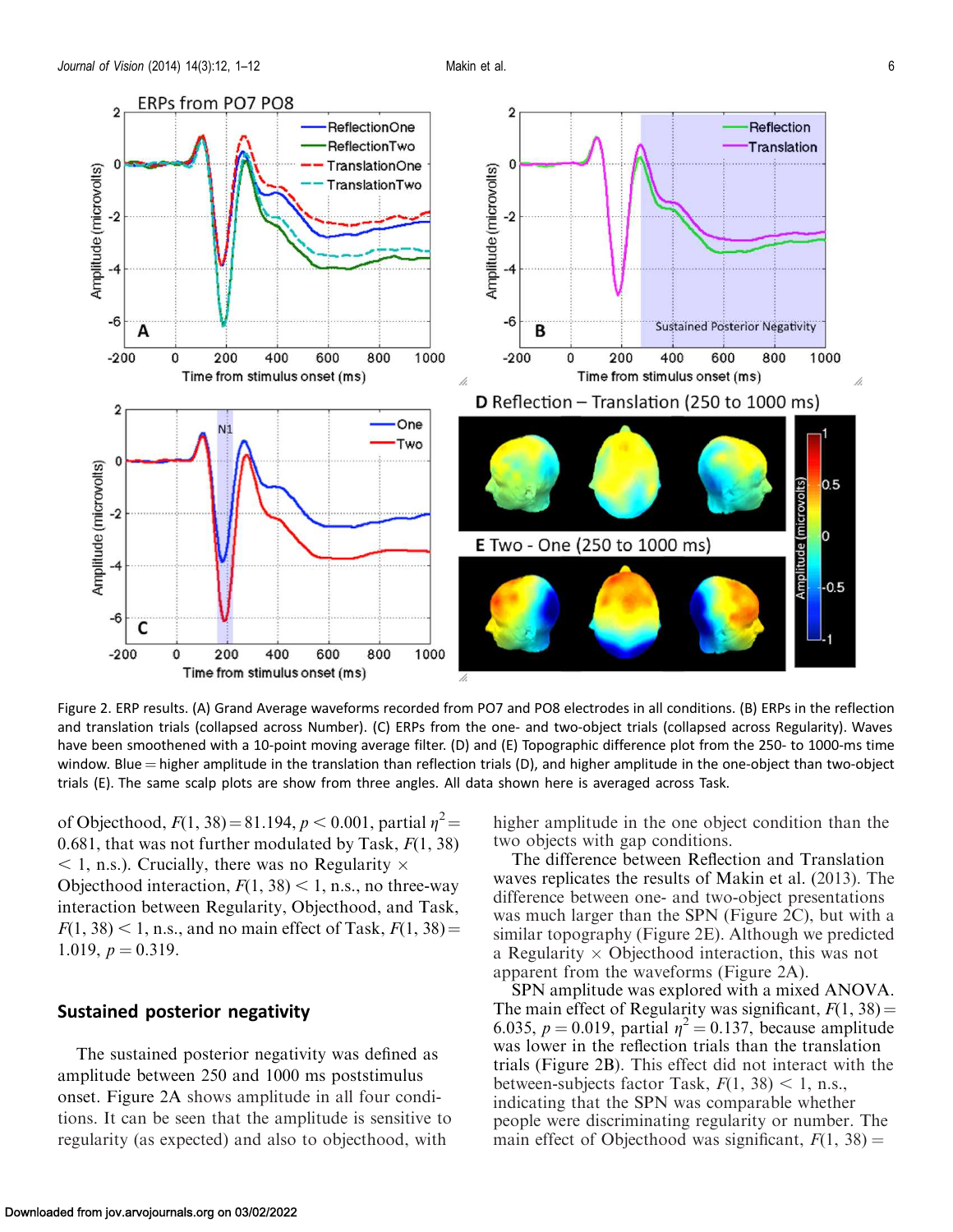ERPs from PO7 PO8

ReflectionOne
ReflectionTwo
TranslationOne
TranslationTwo

Amplitude (microvolts)

Time from stimulus onset (ms)

A

Reflection
Translation

Sustained Posterior Negativity

B

N1

One
Two

C

D Reflection – Translation (250 to 1000 ms)

E Two - One (250 to 1000 ms)

Figure 2. ERP results. (A) Grand Average waveforms recorded from PO7 and PO8 electrodes in all conditions. (B) ERPs in the reflection and translation trials (collapsed across Number). (C) ERPs from the one- and two-object trials (collapsed across Regularity). Waves have been smoothened with a 10-point moving average filter. (D) and (E) Topographic difference plot from the 250- to 1000-ms time window. Blue = higher amplitude in the translation than reflection trials (D), and higher amplitude in the one-object than two-object trials (E). The same scalp plots are show from three angles. All data shown here is averaged across Task.

of Objecthood, $F(1, 38) = 81.194$, $p < 0.001$, partial $\eta^2 = 0.681$, that was not further modulated by Task, $F(1, 38) < 1$, n.s.). Crucially, there was no Regularity × Objecthood interaction, $F(1, 38) < 1$, n.s., no three-way interaction between Regularity, Objecthood, and Task, $F(1, 38) < 1$, n.s., and no main effect of Task, $F(1, 38) = 1.019$, $p = 0.319$.

## Sustained posterior negativity

The sustained posterior negativity was defined as amplitude between 250 and 1000 ms poststimulus onset. Figure 2A shows amplitude in all four conditions. It can be seen that the amplitude is sensitive to regularity (as expected) and also to objecthood, with higher amplitude in the one object condition than the two objects with gap conditions.

The difference between Reflection and Translation waves replicates the results of Makin et al. (2013). The difference between one- and two-object presentations was much larger than the SPN (Figure 2C), but with a similar topography (Figure 2E). Although we predicted a Regularity × Objecthood interaction, this was not apparent from the waveforms (Figure 2A).

SPN amplitude was explored with a mixed ANOVA. The main effect of Regularity was significant, $F(1, 38) = 6.035$, $p = 0.019$, partial $\eta^2 = 0.137$, because amplitude was lower in the reflection trials than the translation trials (Figure 2B). This effect did not interact with the between-subjects factor Task, $F(1, 38) < 1$, n.s., indicating that the SPN was comparable whether people were discriminating regularity or number. The main effect of Objecthood was significant, $F(1, 38) =$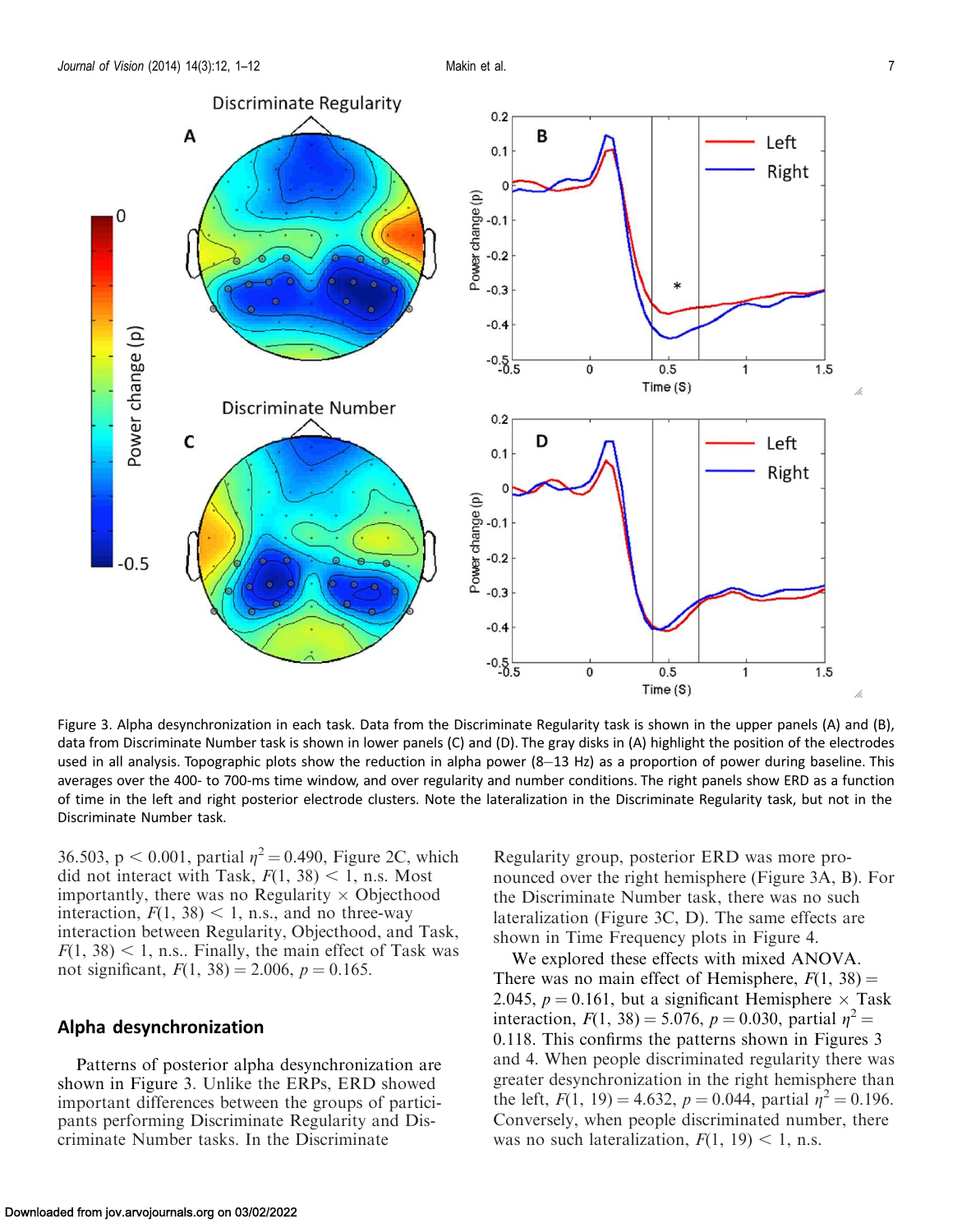Discriminate Regularity

A

0

Power change (p)

-0.5

B

0.2
0.1
0
-0.1
-0.2
-0.3
-0.4
-0.5

Power change (p)

*

Left
Right

-0.5 0 0.5 1 1.5
Time (S)

Discriminate Number

C

D

0.2
0.1
0
-0.1
-0.2
-0.3
-0.4
-0.5

Power change (p)

Left
Right

-0.5 0 0.5 1 1.5
Time (S)

Figure 3. Alpha desynchronization in each task. Data from the Discriminate Regularity task is shown in the upper panels (A) and (B), data from Discriminate Number task is shown in lower panels (C) and (D). The gray disks in (A) highlight the position of the electrodes used in all analysis. Topographic plots show the reduction in alpha power (8–13 Hz) as a proportion of power during baseline. This averages over the 400- to 700-ms time window, and over regularity and number conditions. The right panels show ERD as a function of time in the left and right posterior electrode clusters. Note the lateralization in the Discriminate Regularity task, but not in the Discriminate Number task.

36.503, $p < 0.001$, partial $\eta^2 = 0.490$, Figure 2C, which did not interact with Task, $F(1, 38) < 1$, n.s. Most importantly, there was no Regularity × Objecthood interaction, $F(1, 38) < 1$, n.s., and no three-way interaction between Regularity, Objecthood, and Task, $F(1, 38) < 1$, n.s.. Finally, the main effect of Task was not significant, $F(1, 38) = 2.006$, $p = 0.165$.

## Alpha desynchronization

Patterns of posterior alpha desynchronization are shown in Figure 3. Unlike the ERPs, ERD showed important differences between the groups of participants performing Discriminate Regularity and Discriminate Number tasks. In the Discriminate Regularity group, posterior ERD was more pronounced over the right hemisphere (Figure 3A, B). For the Discriminate Number task, there was no such lateralization (Figure 3C, D). The same effects are shown in Time Frequency plots in Figure 4.

We explored these effects with mixed ANOVA. There was no main effect of Hemisphere, $F(1, 38) = 2.045$, $p = 0.161$, but a significant Hemisphere × Task interaction, $F(1, 38) = 5.076$, $p = 0.030$, partial $\eta^2 = 0.118$. This confirms the patterns shown in Figures 3 and 4. When people discriminated regularity there was greater desynchronization in the right hemisphere than the left, $F(1, 19) = 4.632$, $p = 0.044$, partial $\eta^2 = 0.196$. Conversely, when people discriminated number, there was no such lateralization, $F(1, 19) < 1$, n.s.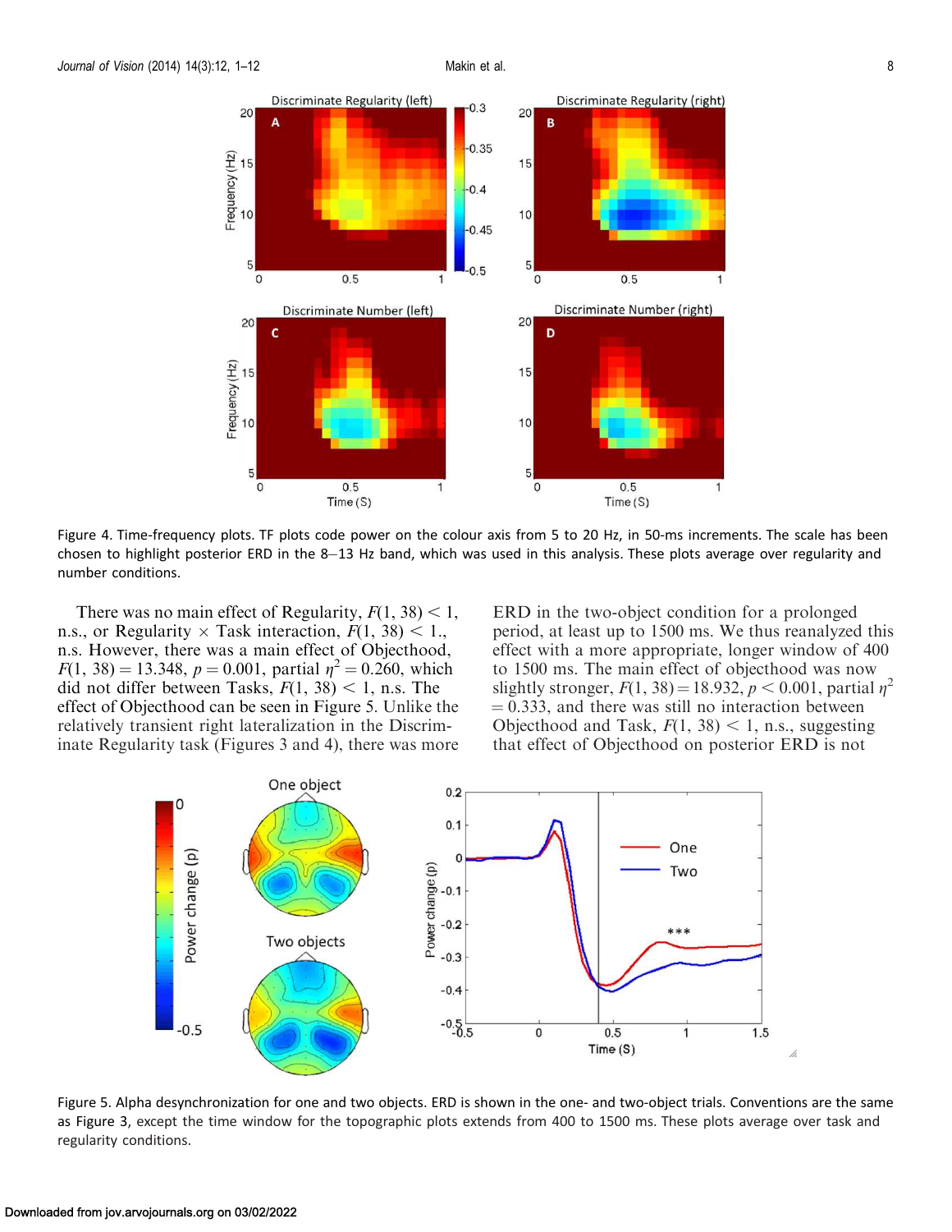Discriminate Regularity (left)

A

Discriminate Regularity (right)

B

Frequency (Hz)

20
15
10
5

0 0.5 1

-0.3
-0.35
-0.4
-0.45
-0.5

Discriminate Number (left)

C

Discriminate Number (right)

D

Time (S)

Figure 4. Time-frequency plots. TF plots code power on the colour axis from 5 to 20 Hz, in 50-ms increments. The scale has been chosen to highlight posterior ERD in the 8–13 Hz band, which was used in this analysis. These plots average over regularity and number conditions.

There was no main effect of Regularity, $F(1, 38) < 1$, n.s., or Regularity × Task interaction, $F(1, 38) < 1$., n.s. However, there was a main effect of Objecthood, $F(1, 38) = 13.348$, $p = 0.001$, partial $\eta^2 = 0.260$, which did not differ between Tasks, $F(1, 38) < 1$, n.s. The effect of Objecthood can be seen in Figure 5. Unlike the relatively transient right lateralization in the Discriminate Regularity task (Figures 3 and 4), there was more ERD in the two-object condition for a prolonged period, at least up to 1500 ms. We thus reanalyzed this effect with a more appropriate, longer window of 400 to 1500 ms. The main effect of objecthood was now slightly stronger, $F(1, 38) = 18.932$, $p < 0.001$, partial $\eta^2 = 0.333$, and there was still no interaction between Objecthood and Task, $F(1, 38) < 1$, n.s., suggesting that effect of Objecthood on posterior ERD is not

One object

Two objects

Power change (p)

0
-0.5

0.2
0.1
0
-0.1
-0.2
-0.3
-0.4
-0.5

-0.5 0 0.5 1 1.5

Time (S)

One
Two

***

Figure 5. Alpha desynchronization for one and two objects. ERD is shown in the one- and two-object trials. Conventions are the same as Figure 3, except the time window for the topographic plots extends from 400 to 1500 ms. These plots average over task and regularity conditions.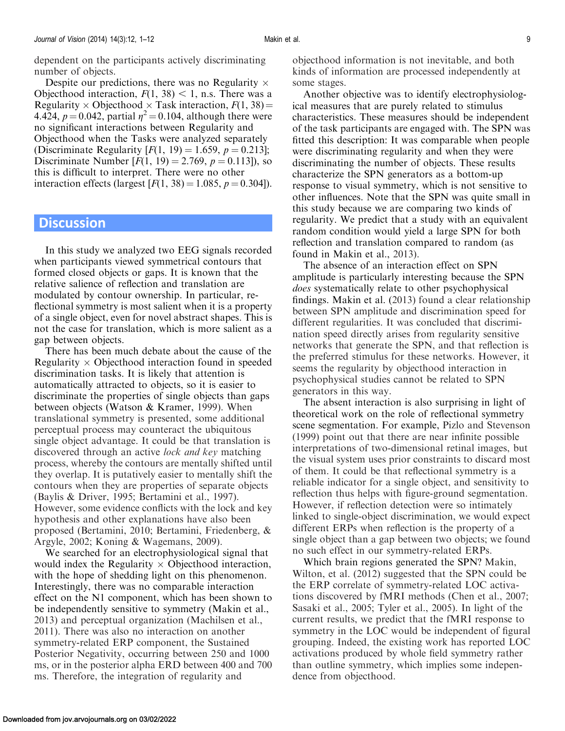dependent on the participants actively discriminating number of objects.

Despite our predictions, there was no Regularity × Objecthood interaction, $F(1, 38) < 1$, n.s. There was a Regularity × Objecthood × Task interaction, $F(1, 38) = 4.424$, $p = 0.042$, partial $\eta^2 = 0.104$, although there were no significant interactions between Regularity and Objecthood when the Tasks were analyzed separately (Discriminate Regularity [$F(1, 19) = 1.659$, $p = 0.213$]; Discriminate Number [$F(1, 19) = 2.769$, $p = 0.113$]), so this is difficult to interpret. There were no other interaction effects (largest [$F(1, 38) = 1.085$, $p = 0.304$]).

## Discussion

In this study we analyzed two EEG signals recorded when participants viewed symmetrical contours that formed closed objects or gaps. It is known that the relative salience of reflection and translation are modulated by contour ownership. In particular, reflectional symmetry is most salient when it is a property of a single object, even for novel abstract shapes. This is not the case for translation, which is more salient as a gap between objects.

There has been much debate about the cause of the Regularity × Objecthood interaction found in speeded discrimination tasks. It is likely that attention is automatically attracted to objects, so it is easier to discriminate the properties of single objects than gaps between objects (Watson & Kramer, 1999). When translational symmetry is presented, some additional perceptual process may counteract the ubiquitous single object advantage. It could be that translation is discovered through an active *lock and key* matching process, whereby the contours are mentally shifted until they overlap. It is putatively easier to mentally shift the contours when they are properties of separate objects (Baylis & Driver, 1995; Bertamini et al., 1997). However, some evidence conflicts with the lock and key hypothesis and other explanations have also been proposed (Bertamini, 2010; Bertamini, Friedenberg, & Argyle, 2002; Koning & Wagemans, 2009).

We searched for an electrophysiological signal that would index the Regularity × Objecthood interaction, with the hope of shedding light on this phenomenon. Interestingly, there was no comparable interaction effect on the N1 component, which has been shown to be independently sensitive to symmetry (Makin et al., 2013) and perceptual organization (Machilsen et al., 2011). There was also no interaction on another symmetry-related ERP component, the Sustained Posterior Negativity, occurring between 250 and 1000 ms, or in the posterior alpha ERD between 400 and 700 ms. Therefore, the integration of regularity and objecthood information is not inevitable, and both kinds of information are processed independently at some stages.

Another objective was to identify electrophysiological measures that are purely related to stimulus characteristics. These measures should be independent of the task participants are engaged with. The SPN was fitted this description: It was comparable when people were discriminating regularity and when they were discriminating the number of objects. These results characterize the SPN generators as a bottom-up response to visual symmetry, which is not sensitive to other influences. Note that the SPN was quite small in this study because we are comparing two kinds of regularity. We predict that a study with an equivalent random condition would yield a large SPN for both reflection and translation compared to random (as found in Makin et al., 2013).

The absence of an interaction effect on SPN amplitude is particularly interesting because the SPN *does* systematically relate to other psychophysical findings. Makin et al. (2013) found a clear relationship between SPN amplitude and discrimination speed for different regularities. It was concluded that discrimination speed directly arises from regularity sensitive networks that generate the SPN, and that reflection is the preferred stimulus for these networks. However, it seems the regularity by objecthood interaction in psychophysical studies cannot be related to SPN generators in this way.

The absent interaction is also surprising in light of theoretical work on the role of reflectional symmetry scene segmentation. For example, Pizlo and Stevenson (1999) point out that there are near infinite possible interpretations of two-dimensional retinal images, but the visual system uses prior constraints to discard most of them. It could be that reflectional symmetry is a reliable indicator for a single object, and sensitivity to reflection thus helps with figure-ground segmentation. However, if reflection detection were so intimately linked to single-object discrimination, we would expect different ERPs when reflection is the property of a single object than a gap between two objects; we found no such effect in our symmetry-related ERPs.

Which brain regions generated the SPN? Makin, Wilton, et al. (2012) suggested that the SPN could be the ERP correlate of symmetry-related LOC activations discovered by fMRI methods (Chen et al., 2007; Sasaki et al., 2005; Tyler et al., 2005). In light of the current results, we predict that the fMRI response to symmetry in the LOC would be independent of figural grouping. Indeed, the existing work has reported LOC activations produced by whole field symmetry rather than outline symmetry, which implies some independence from objecthood.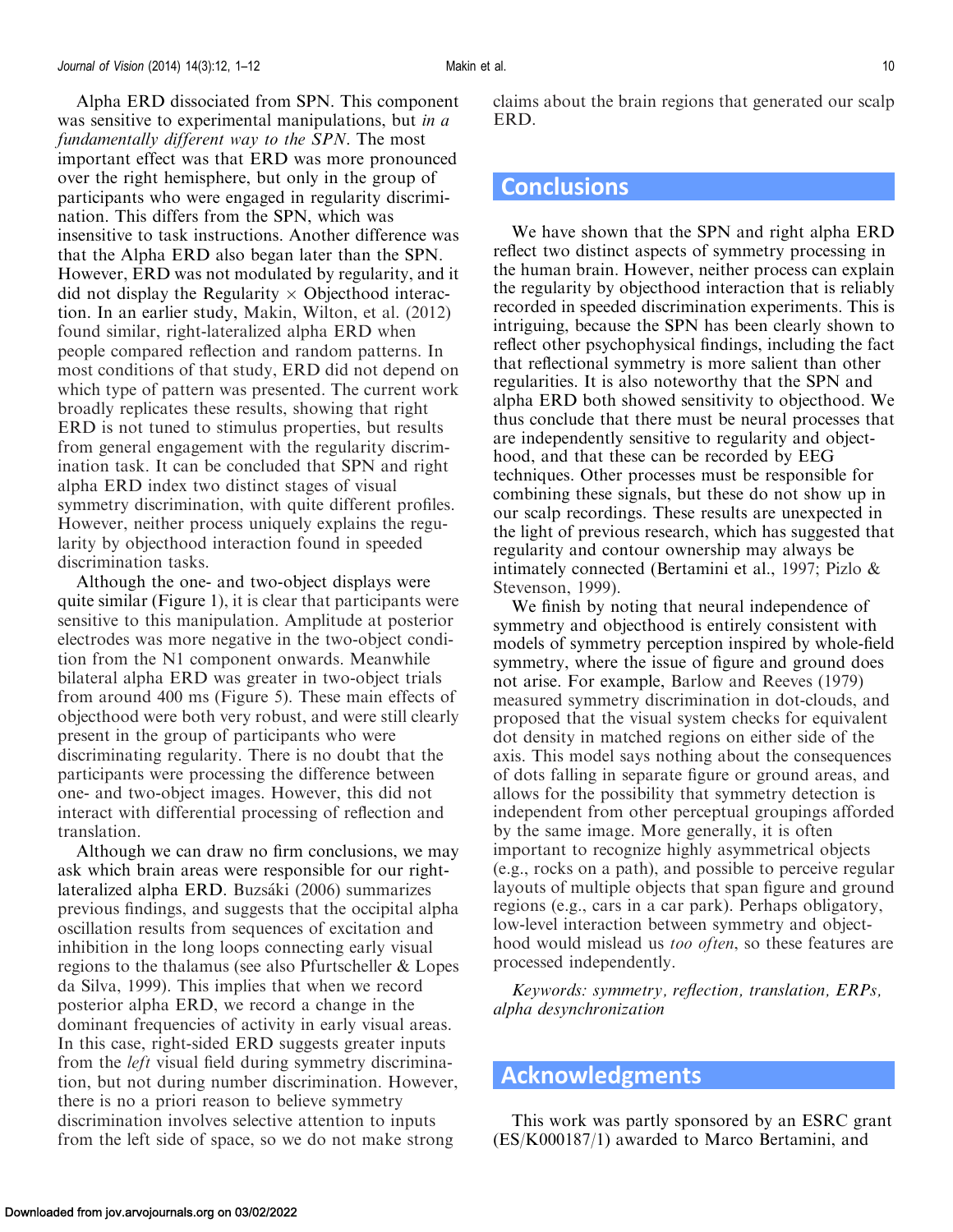Alpha ERD dissociated from SPN. This component was sensitive to experimental manipulations, but *in a fundamentally different way to the SPN*. The most important effect was that ERD was more pronounced over the right hemisphere, but only in the group of participants who were engaged in regularity discrimination. This differs from the SPN, which was insensitive to task instructions. Another difference was that the Alpha ERD also began later than the SPN. However, ERD was not modulated by regularity, and it did not display the Regularity × Objecthood interaction. In an earlier study, Makin, Wilton, et al. (2012) found similar, right-lateralized alpha ERD when people compared reflection and random patterns. In most conditions of that study, ERD did not depend on which type of pattern was presented. The current work broadly replicates these results, showing that right ERD is not tuned to stimulus properties, but results from general engagement with the regularity discrimination task. It can be concluded that SPN and right alpha ERD index two distinct stages of visual symmetry discrimination, with quite different profiles. However, neither process uniquely explains the regularity by objecthood interaction found in speeded discrimination tasks.

Although the one- and two-object displays were quite similar (Figure 1), it is clear that participants were sensitive to this manipulation. Amplitude at posterior electrodes was more negative in the two-object condition from the N1 component onwards. Meanwhile bilateral alpha ERD was greater in two-object trials from around 400 ms (Figure 5). These main effects of objecthood were both very robust, and were still clearly present in the group of participants who were discriminating regularity. There is no doubt that the participants were processing the difference between one- and two-object images. However, this did not interact with differential processing of reflection and translation.

Although we can draw no firm conclusions, we may ask which brain areas were responsible for our right-lateralized alpha ERD. Buzsáki (2006) summarizes previous findings, and suggests that the occipital alpha oscillation results from sequences of excitation and inhibition in the long loops connecting early visual regions to the thalamus (see also Pfurtscheller & Lopes da Silva, 1999). This implies that when we record posterior alpha ERD, we record a change in the dominant frequencies of activity in early visual areas. In this case, right-sided ERD suggests greater inputs from the *left* visual field during symmetry discrimination, but not during number discrimination. However, there is no a priori reason to believe symmetry discrimination involves selective attention to inputs from the left side of space, so we do not make strong claims about the brain regions that generated our scalp ERD.

## Conclusions

We have shown that the SPN and right alpha ERD reflect two distinct aspects of symmetry processing in the human brain. However, neither process can explain the regularity by objecthood interaction that is reliably recorded in speeded discrimination experiments. This is intriguing, because the SPN has been clearly shown to reflect other psychophysical findings, including the fact that reflectional symmetry is more salient than other regularities. It is also noteworthy that the SPN and alpha ERD both showed sensitivity to objecthood. We thus conclude that there must be neural processes that are independently sensitive to regularity and objecthood, and that these can be recorded by EEG techniques. Other processes must be responsible for combining these signals, but these do not show up in our scalp recordings. These results are unexpected in the light of previous research, which has suggested that regularity and contour ownership may always be intimately connected (Bertamini et al., 1997; Pizlo & Stevenson, 1999).

We finish by noting that neural independence of symmetry and objecthood is entirely consistent with models of symmetry perception inspired by whole-field symmetry, where the issue of figure and ground does not arise. For example, Barlow and Reeves (1979) measured symmetry discrimination in dot-clouds, and proposed that the visual system checks for equivalent dot density in matched regions on either side of the axis. This model says nothing about the consequences of dots falling in separate figure or ground areas, and allows for the possibility that symmetry detection is independent from other perceptual groupings afforded by the same image. More generally, it is often important to recognize highly asymmetrical objects (e.g., rocks on a path), and possible to perceive regular layouts of multiple objects that span figure and ground regions (e.g., cars in a car park). Perhaps obligatory, low-level interaction between symmetry and objecthood would mislead us *too often*, so these features are processed independently.

*Keywords: symmetry, reflection, translation, ERPs, alpha desynchronization*

## Acknowledgments

This work was partly sponsored by an ESRC grant (ES/K000187/1) awarded to Marco Bertamini, and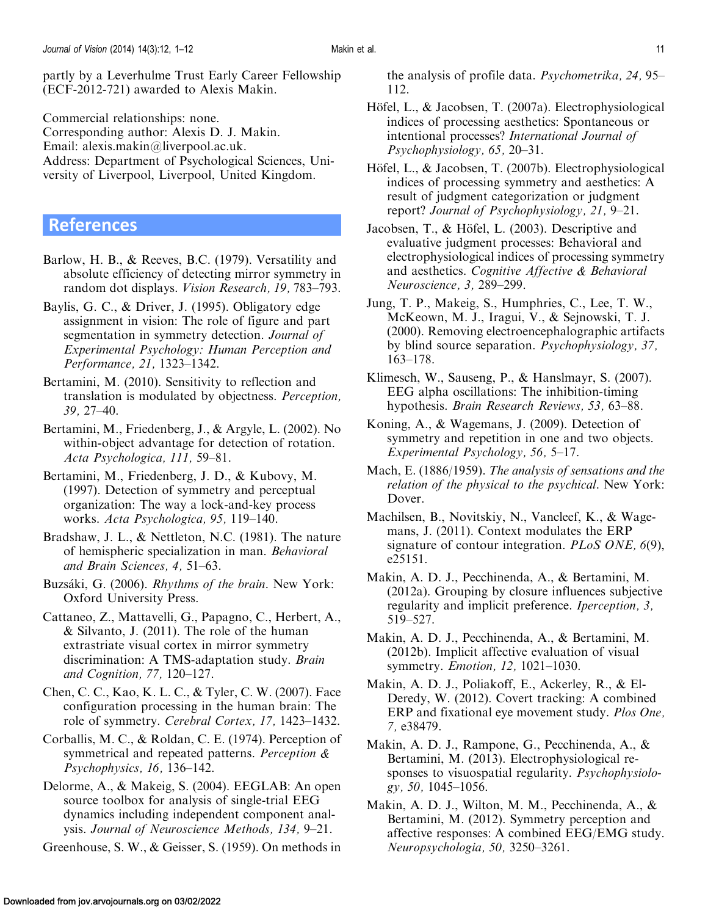partly by a Leverhulme Trust Early Career Fellowship (ECF-2012-721) awarded to Alexis Makin.

Commercial relationships: none.
Corresponding author: Alexis D. J. Makin.
Email: alexis.makin@liverpool.ac.uk.
Address: Department of Psychological Sciences, University of Liverpool, Liverpool, United Kingdom.

## References

Barlow, H. B., & Reeves, B.C. (1979). Versatility and absolute efficiency of detecting mirror symmetry in random dot displays. *Vision Research, 19,* 783–793.

Baylis, G. C., & Driver, J. (1995). Obligatory edge assignment in vision: The role of figure and part segmentation in symmetry detection. *Journal of Experimental Psychology: Human Perception and Performance, 21,* 1323–1342.

Bertamini, M. (2010). Sensitivity to reflection and translation is modulated by objectness. *Perception, 39,* 27–40.

Bertamini, M., Friedenberg, J., & Argyle, L. (2002). No within-object advantage for detection of rotation. *Acta Psychologica, 111,* 59–81.

Bertamini, M., Friedenberg, J. D., & Kubovy, M. (1997). Detection of symmetry and perceptual organization: The way a lock-and-key process works. *Acta Psychologica, 95,* 119–140.

Bradshaw, J. L., & Nettleton, N.C. (1981). The nature of hemispheric specialization in man. *Behavioral and Brain Sciences, 4,* 51–63.

Buzsáki, G. (2006). *Rhythms of the brain*. New York: Oxford University Press.

Cattaneo, Z., Mattavelli, G., Papagno, C., Herbert, A., & Silvanto, J. (2011). The role of the human extrastriate visual cortex in mirror symmetry discrimination: A TMS-adaptation study. *Brain and Cognition, 77,* 120–127.

Chen, C. C., Kao, K. L. C., & Tyler, C. W. (2007). Face configuration processing in the human brain: The role of symmetry. *Cerebral Cortex, 17,* 1423–1432.

Corballis, M. C., & Roldan, C. E. (1974). Perception of symmetrical and repeated patterns. *Perception & Psychophysics, 16,* 136–142.

Delorme, A., & Makeig, S. (2004). EEGLAB: An open source toolbox for analysis of single-trial EEG dynamics including independent component analysis. *Journal of Neuroscience Methods, 134,* 9–21.

Greenhouse, S. W., & Geisser, S. (1959). On methods in the analysis of profile data. *Psychometrika, 24,* 95–112.

Höfel, L., & Jacobsen, T. (2007a). Electrophysiological indices of processing aesthetics: Spontaneous or intentional processes? *International Journal of Psychophysiology, 65,* 20–31.

Höfel, L., & Jacobsen, T. (2007b). Electrophysiological indices of processing symmetry and aesthetics: A result of judgment categorization or judgment report? *Journal of Psychophysiology, 21,* 9–21.

Jacobsen, T., & Höfel, L. (2003). Descriptive and evaluative judgment processes: Behavioral and electrophysiological indices of processing symmetry and aesthetics. *Cognitive Affective & Behavioral Neuroscience, 3,* 289–299.

Jung, T. P., Makeig, S., Humphries, C., Lee, T. W., McKeown, M. J., Iragui, V., & Sejnowski, T. J. (2000). Removing electroencephalographic artifacts by blind source separation. *Psychophysiology, 37,* 163–178.

Klimesch, W., Sauseng, P., & Hanslmayr, S. (2007). EEG alpha oscillations: The inhibition-timing hypothesis. *Brain Research Reviews, 53,* 63–88.

Koning, A., & Wagemans, J. (2009). Detection of symmetry and repetition in one and two objects. *Experimental Psychology, 56,* 5–17.

Mach, E. (1886/1959). *The analysis of sensations and the relation of the physical to the psychical*. New York: Dover.

Machilsen, B., Novitskiy, N., Vancleef, K., & Wagemans, J. (2011). Context modulates the ERP signature of contour integration. *PLoS ONE, 6*(9), e25151.

Makin, A. D. J., Pecchinenda, A., & Bertamini, M. (2012a). Grouping by closure influences subjective regularity and implicit preference. *Iperception, 3,* 519–527.

Makin, A. D. J., Pecchinenda, A., & Bertamini, M. (2012b). Implicit affective evaluation of visual symmetry. *Emotion, 12,* 1021–1030.

Makin, A. D. J., Poliakoff, E., Ackerley, R., & El-Deredy, W. (2012). Covert tracking: A combined ERP and fixational eye movement study. *Plos One, 7,* e38479.

Makin, A. D. J., Rampone, G., Pecchinenda, A., & Bertamini, M. (2013). Electrophysiological responses to visuospatial regularity. *Psychophysiology, 50,* 1045–1056.

Makin, A. D. J., Wilton, M. M., Pecchinenda, A., & Bertamini, M. (2012). Symmetry perception and affective responses: A combined EEG/EMG study. *Neuropsychologia, 50,* 3250–3261.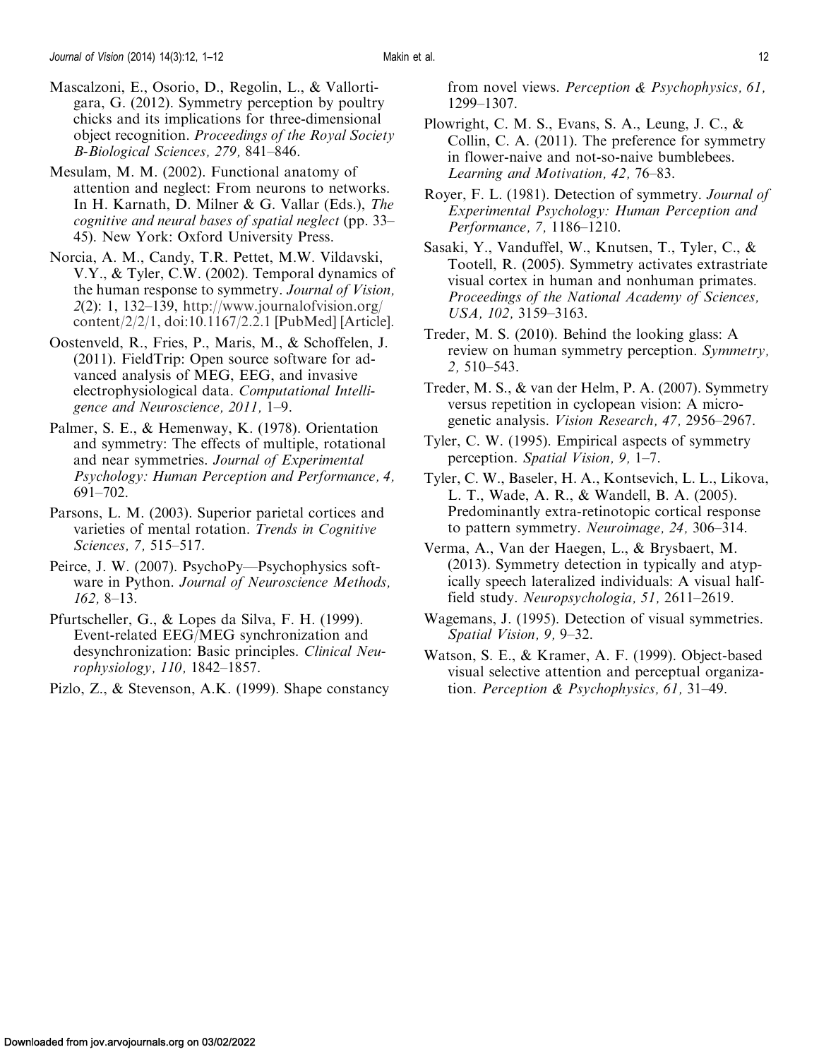Mascalzoni, E., Osorio, D., Regolin, L., & Vallortigara, G. (2012). Symmetry perception by poultry chicks and its implications for three-dimensional object recognition. *Proceedings of the Royal Society B-Biological Sciences, 279,* 841–846.

Mesulam, M. M. (2002). Functional anatomy of attention and neglect: From neurons to networks. In H. Karnath, D. Milner & G. Vallar (Eds.), *The cognitive and neural bases of spatial neglect* (pp. 33–45). New York: Oxford University Press.

Norcia, A. M., Candy, T.R. Pettet, M.W. Vildavski, V.Y., & Tyler, C.W. (2002). Temporal dynamics of the human response to symmetry. *Journal of Vision, 2*(2): 1, 132–139, http://www.journalofvision.org/content/2/2/1, doi:10.1167/2.2.1 [PubMed] [Article].

Oostenveld, R., Fries, P., Maris, M., & Schoffelen, J. (2011). FieldTrip: Open source software for advanced analysis of MEG, EEG, and invasive electrophysiological data. *Computational Intelligence and Neuroscience, 2011,* 1–9.

Palmer, S. E., & Hemenway, K. (1978). Orientation and symmetry: The effects of multiple, rotational and near symmetries. *Journal of Experimental Psychology: Human Perception and Performance, 4,* 691–702.

Parsons, L. M. (2003). Superior parietal cortices and varieties of mental rotation. *Trends in Cognitive Sciences, 7,* 515–517.

Peirce, J. W. (2007). PsychoPy—Psychophysics software in Python. *Journal of Neuroscience Methods, 162,* 8–13.

Pfurtscheller, G., & Lopes da Silva, F. H. (1999). Event-related EEG/MEG synchronization and desynchronization: Basic principles. *Clinical Neurophysiology, 110,* 1842–1857.

Pizlo, Z., & Stevenson, A.K. (1999). Shape constancy from novel views. *Perception & Psychophysics, 61,* 1299–1307.

Plowright, C. M. S., Evans, S. A., Leung, J. C., & Collin, C. A. (2011). The preference for symmetry in flower-naive and not-so-naive bumblebees. *Learning and Motivation, 42,* 76–83.

Royer, F. L. (1981). Detection of symmetry. *Journal of Experimental Psychology: Human Perception and Performance, 7,* 1186–1210.

Sasaki, Y., Vanduffel, W., Knutsen, T., Tyler, C., & Tootell, R. (2005). Symmetry activates extrastriate visual cortex in human and nonhuman primates. *Proceedings of the National Academy of Sciences, USA, 102,* 3159–3163.

Treder, M. S. (2010). Behind the looking glass: A review on human symmetry perception. *Symmetry, 2,* 510–543.

Treder, M. S., & van der Helm, P. A. (2007). Symmetry versus repetition in cyclopean vision: A microgenetic analysis. *Vision Research, 47,* 2956–2967.

Tyler, C. W. (1995). Empirical aspects of symmetry perception. *Spatial Vision, 9,* 1–7.

Tyler, C. W., Baseler, H. A., Kontsevich, L. L., Likova, L. T., Wade, A. R., & Wandell, B. A. (2005). Predominantly extra-retinotopic cortical response to pattern symmetry. *Neuroimage, 24,* 306–314.

Verma, A., Van der Haegen, L., & Brysbaert, M. (2013). Symmetry detection in typically and atypically speech lateralized individuals: A visual half-field study. *Neuropsychologia, 51,* 2611–2619.

Wagemans, J. (1995). Detection of visual symmetries. *Spatial Vision, 9,* 9–32.

Watson, S. E., & Kramer, A. F. (1999). Object-based visual selective attention and perceptual organization. *Perception & Psychophysics, 61,* 31–49.